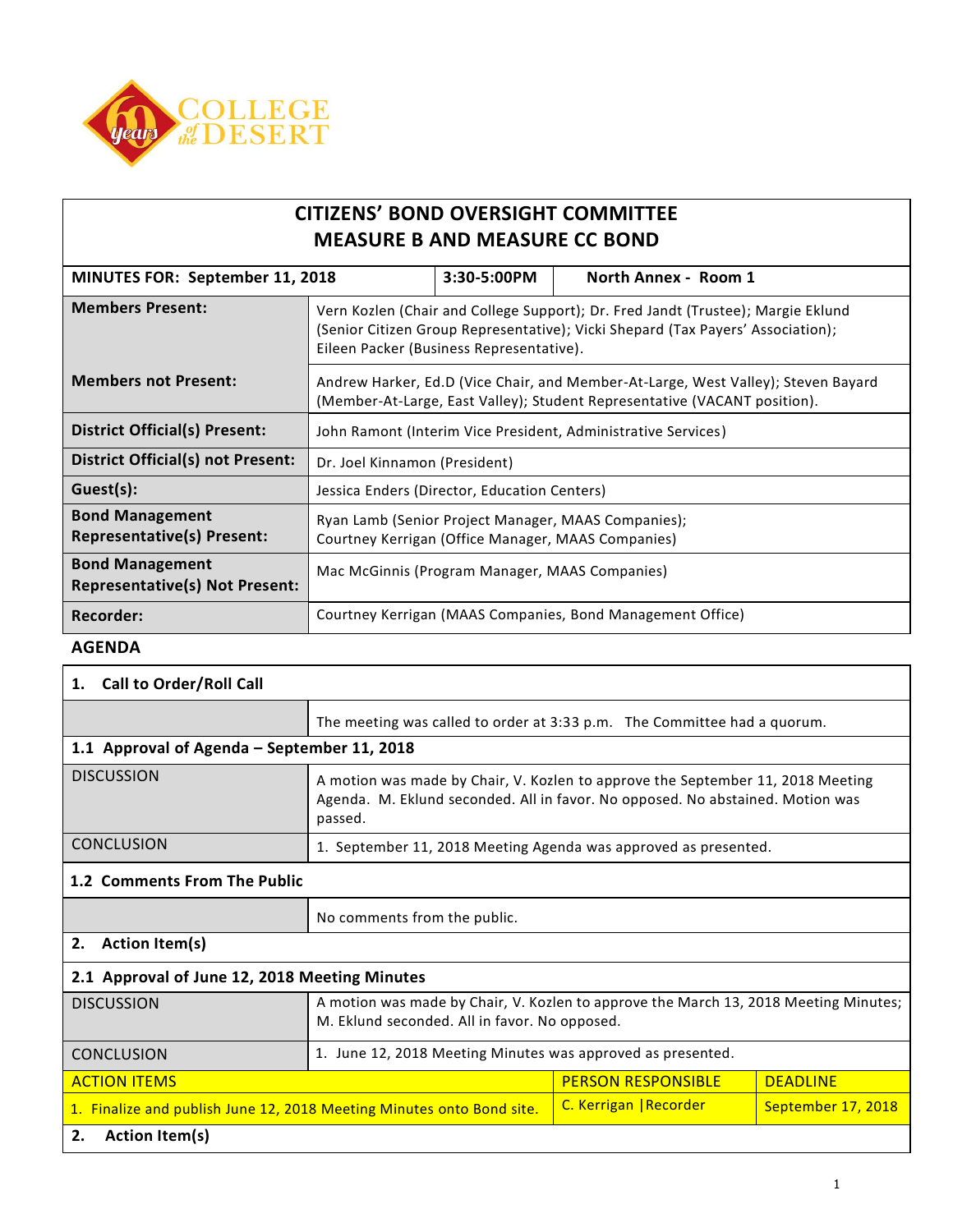# CITIZENS' BOND OVERSIGHT COMMITTEE
# MEASURE B AND MEASURE CC BOND

| MINUTES FOR: September 11, 2018 | 3:30-5:00PM | North Annex - Room 1 |
|---|---|---|
| **Members Present:** | Vern Kozlen (Chair and College Support); Dr. Fred Jandt (Trustee); Margie Eklund (Senior Citizen Group Representative); Vicki Shepard (Tax Payers' Association); Eileen Packer (Business Representative). | |
| **Members not Present:** | Andrew Harker, Ed.D (Vice Chair, and Member-At-Large, West Valley); Steven Bayard (Member-At-Large, East Valley); Student Representative (VACANT position). | |
| **District Official(s) Present:** | John Ramont (Interim Vice President, Administrative Services) | |
| **District Official(s) not Present:** | Dr. Joel Kinnamon (President) | |
| **Guest(s):** | Jessica Enders (Director, Education Centers) | |
| **Bond Management Representative(s) Present:** | Ryan Lamb (Senior Project Manager, MAAS Companies); Courtney Kerrigan (Office Manager, MAAS Companies) | |
| **Bond Management Representative(s) Not Present:** | Mac McGinnis (Program Manager, MAAS Companies) | |
| **Recorder:** | Courtney Kerrigan (MAAS Companies, Bond Management Office) | |

## AGENDA

### 1. Call to Order/Roll Call

| | |
|---|---|
| | The meeting was called to order at 3:33 p.m. The Committee had a quorum. |

### 1.1 Approval of Agenda – September 11, 2018

| | |
|---|---|
| DISCUSSION | A motion was made by Chair, V. Kozlen to approve the September 11, 2018 Meeting Agenda. M. Eklund seconded. All in favor. No opposed. No abstained. Motion was passed. |
| CONCLUSION | 1. September 11, 2018 Meeting Agenda was approved as presented. |

### 1.2 Comments From The Public

| | |
|---|---|
| | No comments from the public. |

### 2. Action Item(s)

### 2.1 Approval of June 12, 2018 Meeting Minutes

| | |
|---|---|
| DISCUSSION | A motion was made by Chair, V. Kozlen to approve the March 13, 2018 Meeting Minutes; M. Eklund seconded. All in favor. No opposed. |
| CONCLUSION | 1. June 12, 2018 Meeting Minutes was approved as presented. |

| ACTION ITEMS | PERSON RESPONSIBLE | DEADLINE |
|---|---|---|
| 1. Finalize and publish June 12, 2018 Meeting Minutes onto Bond site. | C. Kerrigan \|Recorder | September 17, 2018 |

### 2. Action Item(s)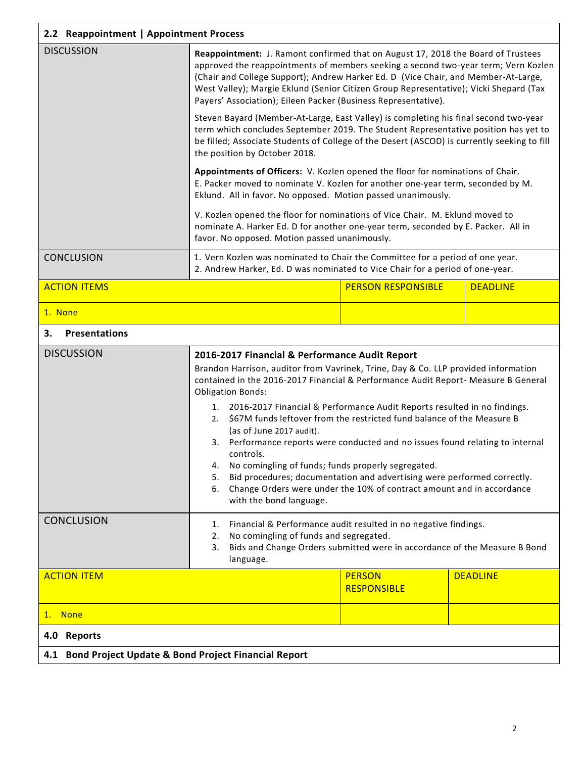### 2.2 Reappointment | Appointment Process

| DISCUSSION | |
|---|---|
| | **Reappointment:** J. Ramont confirmed that on August 17, 2018 the Board of Trustees approved the reappointments of members seeking a second two-year term; Vern Kozlen (Chair and College Support); Andrew Harker Ed. D (Vice Chair, and Member-At-Large, West Valley); Margie Eklund (Senior Citizen Group Representative); Vicki Shepard (Tax Payers' Association); Eileen Packer (Business Representative).<br><br>Steven Bayard (Member-At-Large, East Valley) is completing his final second two-year term which concludes September 2019. The Student Representative position has yet to be filled; Associate Students of College of the Desert (ASCOD) is currently seeking to fill the position by October 2018.<br><br>**Appointments of Officers:** V. Kozlen opened the floor for nominations of Chair. E. Packer moved to nominate V. Kozlen for another one-year term, seconded by M. Eklund. All in favor. No opposed. Motion passed unanimously.<br><br>V. Kozlen opened the floor for nominations of Vice Chair. M. Eklund moved to nominate A. Harker Ed. D for another one-year term, seconded by E. Packer. All in favor. No opposed. Motion passed unanimously. |
| CONCLUSION | 1. Vern Kozlen was nominated to Chair the Committee for a period of one year.<br>2. Andrew Harker, Ed. D was nominated to Vice Chair for a period of one-year. |

| ACTION ITEMS | PERSON RESPONSIBLE | DEADLINE |
|---|---|---|
| 1. None | | |

### 3. Presentations

| DISCUSSION | |
|---|---|
| | **2016-2017 Financial & Performance Audit Report**<br>Brandon Harrison, auditor from Vavrinek, Trine, Day & Co. LLP provided information contained in the 2016-2017 Financial & Performance Audit Report- Measure B General Obligation Bonds:<br>1. 2016-2017 Financial & Performance Audit Reports resulted in no findings.<br>2. $67M funds leftover from the restricted fund balance of the Measure B (as of June 2017 audit).<br>3. Performance reports were conducted and no issues found relating to internal controls.<br>4. No comingling of funds; funds properly segregated.<br>5. Bid procedures; documentation and advertising were performed correctly.<br>6. Change Orders were under the 10% of contract amount and in accordance with the bond language. |
| CONCLUSION | 1. Financial & Performance audit resulted in no negative findings.<br>2. No comingling of funds and segregated.<br>3. Bids and Change Orders submitted were in accordance of the Measure B Bond language. |

| ACTION ITEM | PERSON RESPONSIBLE | DEADLINE |
|---|---|---|
| 1. None | | |

### 4.0 Reports

### 4.1 Bond Project Update & Bond Project Financial Report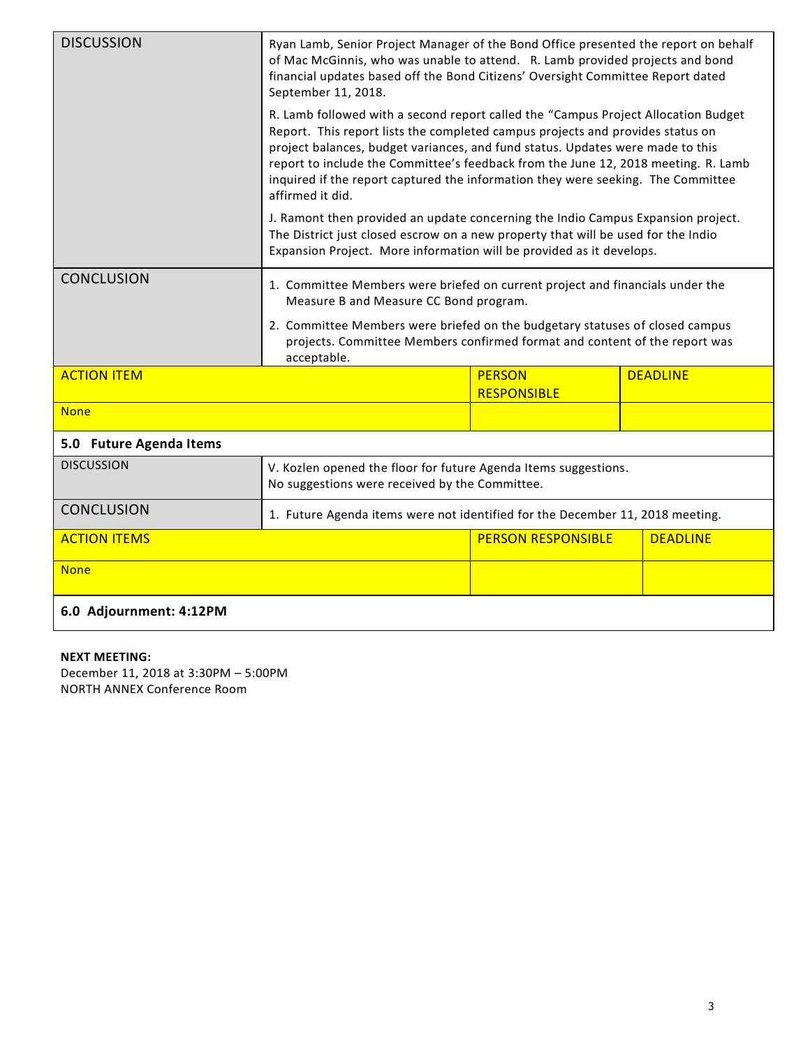| | | | |
|---|---|---|---|
| DISCUSSION | Ryan Lamb, Senior Project Manager of the Bond Office presented the report on behalf of Mac McGinnis, who was unable to attend. R. Lamb provided projects and bond financial updates based off the Bond Citizens' Oversight Committee Report dated September 11, 2018.<br><br>R. Lamb followed with a second report called the "Campus Project Allocation Budget Report. This report lists the completed campus projects and provides status on project balances, budget variances, and fund status. Updates were made to this report to include the Committee's feedback from the June 12, 2018 meeting. R. Lamb inquired if the report captured the information they were seeking. The Committee affirmed it did.<br><br>J. Ramont then provided an update concerning the Indio Campus Expansion project. The District just closed escrow on a new property that will be used for the Indio Expansion Project. More information will be provided as it develops. | | |
| CONCLUSION | 1. Committee Members were briefed on current project and financials under the Measure B and Measure CC Bond program.<br><br>2. Committee Members were briefed on the budgetary statuses of closed campus projects. Committee Members confirmed format and content of the report was acceptable. | | |
| ACTION ITEM | | PERSON RESPONSIBLE | DEADLINE |
| None | | | |

## 5.0 Future Agenda Items

| | | | |
|---|---|---|---|
| DISCUSSION | V. Kozlen opened the floor for future Agenda Items suggestions.<br>No suggestions were received by the Committee. | | |
| CONCLUSION | 1. Future Agenda items were not identified for the December 11, 2018 meeting. | | |
| ACTION ITEMS | | PERSON RESPONSIBLE | DEADLINE |
| None | | | |

## 6.0 Adjournment: 4:12PM

**NEXT MEETING:**
December 11, 2018 at 3:30PM – 5:00PM
NORTH ANNEX Conference Room